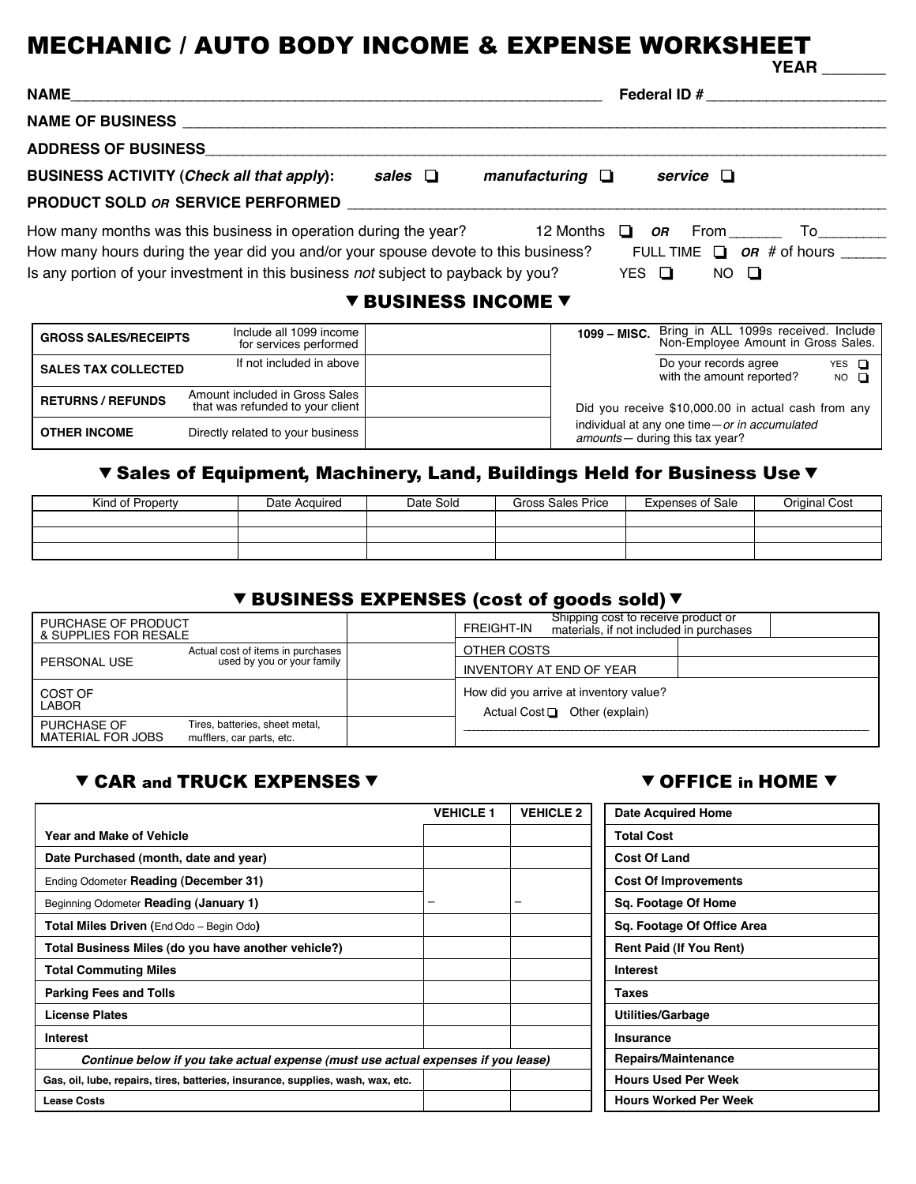# MECHANIC / AUTO BODY INCOME & EXPENSE WORKSHEET

**YEAR** _______

**NAME**_______________________________________________ **Federal ID #** ___________________

**NAME OF BUSINESS** ______________________________________________________________

**ADDRESS OF BUSINESS**____________________________________________________________

**BUSINESS ACTIVITY (*Check all that apply*):** ***sales*** ❑ ***manufacturing*** ❑ ***service*** ❑

**PRODUCT SOLD *OR* SERVICE PERFORMED** ____________________________________________

How many months was this business in operation during the year? 12 Months ❑ ***OR*** From______ To________

How many hours during the year did you and/or your spouse devote to this business? FULL TIME ❑ ***OR*** # of hours _____

Is any portion of your investment in this business *not* subject to payback by you? YES ❑ NO ❑

## ▼ BUSINESS INCOME ▼

| | | | |
|---|---|---|---|
| **GROSS SALES/RECEIPTS** | Include all 1099 income for services performed | | **1099 – MISC.** Bring in ALL 1099s received. Include Non-Employee Amount in Gross Sales. |
| **SALES TAX COLLECTED** | If not included in above | | Do your records agree with the amount reported? YES ❑ NO ❑ |
| **RETURNS / REFUNDS** | Amount included in Gross Sales that was refunded to your client | | Did you receive $10,000.00 in actual cash from any individual at any one time—*or in accumulated amounts*— during this tax year? |
| **OTHER INCOME** | Directly related to your business | | |

## ▼ Sales of Equipment, Machinery, Land, Buildings Held for Business Use ▼

| Kind of Property | Date Acquired | Date Sold | Gross Sales Price | Expenses of Sale | Original Cost |
|---|---|---|---|---|---|
| | | | | | |
| | | | | | |
| | | | | | |

## ▼ BUSINESS EXPENSES (cost of goods sold) ▼

| | | | | |
|---|---|---|---|---|
| PURCHASE OF PRODUCT & SUPPLIES FOR RESALE | | | FREIGHT-IN — Shipping cost to receive product or materials, if not included in purchases | |
| PERSONAL USE | Actual cost of items in purchases used by you or your family | | OTHER COSTS | |
| | | | INVENTORY AT END OF YEAR | |
| COST OF LABOR | | | How did you arrive at inventory value? Actual Cost ❑ Other (explain) ______________ | |
| PURCHASE OF MATERIAL FOR JOBS | Tires, batteries, sheet metal, mufflers, car parts, etc. | | | |

## ▼ CAR and TRUCK EXPENSES ▼

| | VEHICLE 1 | VEHICLE 2 |
|---|---|---|
| **Year and Make of Vehicle** | | |
| **Date Purchased (month, date and year)** | | |
| Ending Odometer **Reading (December 31)** | | |
| Beginning Odometer **Reading (January 1)** | – | – |
| **Total Miles Driven** (End Odo – Begin Odo) | | |
| **Total Business Miles (do you have another vehicle?)** | | |
| **Total Commuting Miles** | | |
| **Parking Fees and Tolls** | | |
| **License Plates** | | |
| **Interest** | | |
| ***Continue below if you take actual expense (must use actual expenses if you lease)*** | | |
| **Gas, oil, lube, repairs, tires, batteries, insurance, supplies, wash, wax, etc.** | | |
| **Lease Costs** | | |

## ▼ OFFICE in HOME ▼

| | |
|---|---|
| **Date Acquired Home** | |
| **Total Cost** | |
| **Cost Of Land** | |
| **Cost Of Improvements** | |
| **Sq. Footage Of Home** | |
| **Sq. Footage Of Office Area** | |
| **Rent Paid (If You Rent)** | |
| **Interest** | |
| **Taxes** | |
| **Utilities/Garbage** | |
| **Insurance** | |
| **Repairs/Maintenance** | |
| **Hours Used Per Week** | |
| **Hours Worked Per Week** | |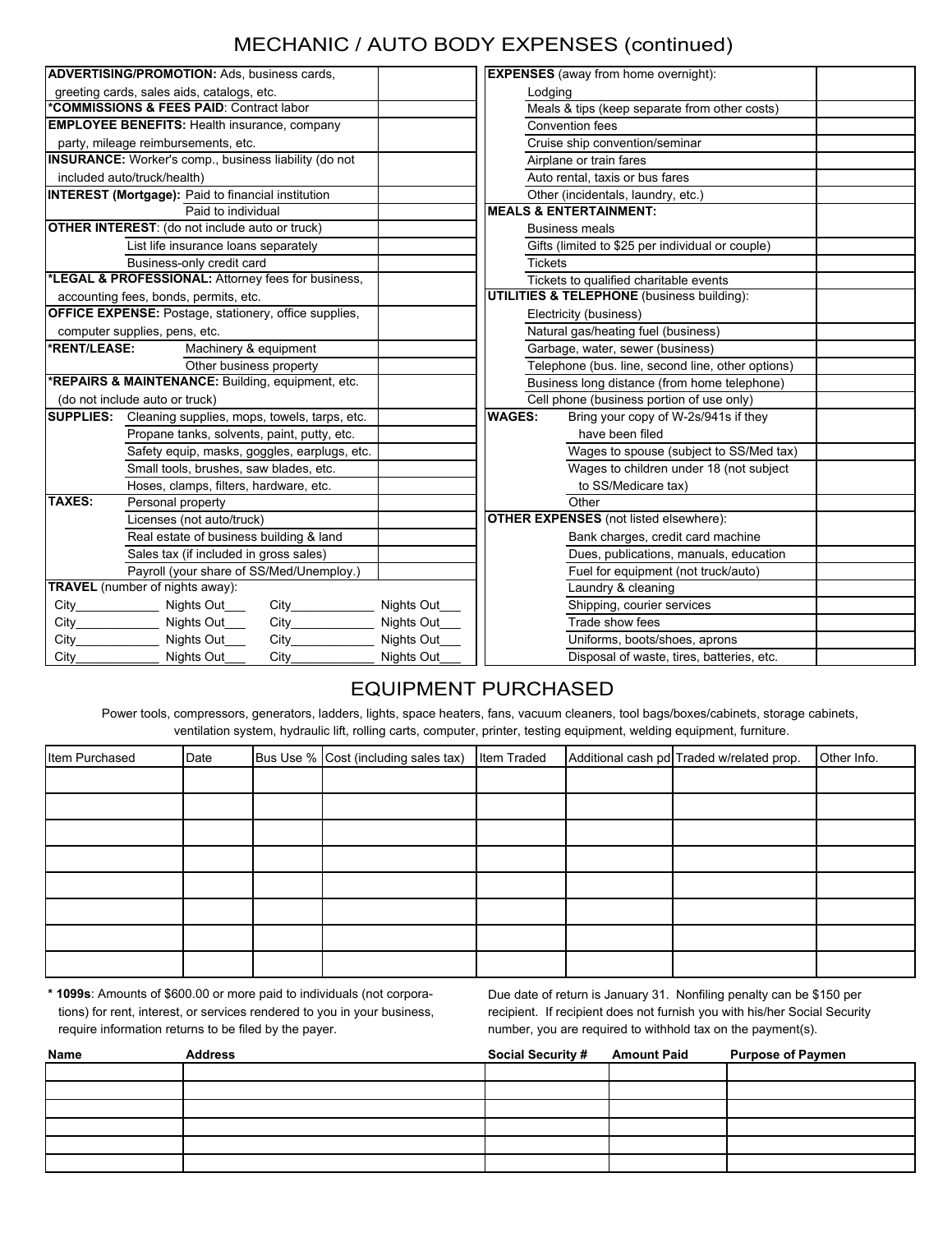# MECHANIC / AUTO BODY EXPENSES (continued)

| | | |
|---|---|---|
| **ADVERTISING/PROMOTION:** Ads, business cards, greeting cards, sales aids, catalogs, etc. | | |
| ***COMMISSIONS & FEES PAID**: Contract labor | | |
| **EMPLOYEE BENEFITS:** Health insurance, company party, mileage reimbursements, etc. | | |
| **INSURANCE:** Worker's comp., business liability (do not included auto/truck/health) | | |
| **INTEREST (Mortgage):** | Paid to financial institution | |
| | Paid to individual | |
| **OTHER INTEREST**: (do not include auto or truck) | | |
| | List life insurance loans separately | |
| | Business-only credit card | |
| ***LEGAL & PROFESSIONAL:** Attorney fees for business, accounting fees, bonds, permits, etc. | | |
| **OFFICE EXPENSE:** Postage, stationery, office supplies, computer supplies, pens, etc. | | |
| ***RENT/LEASE:** | Machinery & equipment | |
| | Other business property | |
| ***REPAIRS & MAINTENANCE:** Building, equipment, etc. (do not include auto or truck) | | |
| **SUPPLIES:** | Cleaning supplies, mops, towels, tarps, etc. | |
| | Propane tanks, solvents, paint, putty, etc. | |
| | Safety equip, masks, goggles, earplugs, etc. | |
| | Small tools, brushes, saw blades, etc. | |
| | Hoses, clamps, filters, hardware, etc. | |
| **TAXES:** | Personal property | |
| | Licenses (not auto/truck) | |
| | Real estate of business building & land | |
| | Sales tax (if included in gross sales) | |
| | Payroll (your share of SS/Med/Unemploy.) | |

**TRAVEL** (number of nights away):

| | | | |
|---|---|---|---|
| City____________ | Nights Out___ | City____________ | Nights Out___ |
| City____________ | Nights Out___ | City____________ | Nights Out___ |
| City____________ | Nights Out___ | City____________ | Nights Out___ |
| City____________ | Nights Out___ | City____________ | Nights Out___ |

| | | |
|---|---|---|
| **EXPENSES** (away from home overnight): | | |
| | Lodging | |
| | Meals & tips (keep separate from other costs) | |
| | Convention fees | |
| | Cruise ship convention/seminar | |
| | Airplane or train fares | |
| | Auto rental, taxis or bus fares | |
| | Other (incidentals, laundry, etc.) | |
| **MEALS & ENTERTAINMENT:** | | |
| | Business meals | |
| | Gifts (limited to $25 per individual or couple) | |
| | Tickets | |
| | Tickets to qualified charitable events | |
| **UTILITIES & TELEPHONE** (business building): | | |
| | Electricity (business) | |
| | Natural gas/heating fuel (business) | |
| | Garbage, water, sewer (business) | |
| | Telephone (bus. line, second line, other options) | |
| | Business long distance (from home telephone) | |
| | Cell phone (business portion of use only) | |
| **WAGES:** | Bring your copy of W-2s/941s if they have been filed | |
| | Wages to spouse (subject to SS/Med tax) | |
| | Wages to children under 18 (not subject to SS/Medicare tax) | |
| | Other | |
| **OTHER EXPENSES** (not listed elsewhere): | | |
| | Bank charges, credit card machine | |
| | Dues, publications, manuals, education | |
| | Fuel for equipment (not truck/auto) | |
| | Laundry & cleaning | |
| | Shipping, courier services | |
| | Trade show fees | |
| | Uniforms, boots/shoes, aprons | |
| | Disposal of waste, tires, batteries, etc. | |

## EQUIPMENT PURCHASED

Power tools, compressors, generators, ladders, lights, space heaters, fans, vacuum cleaners, tool bags/boxes/cabinets, storage cabinets, ventilation system, hydraulic lift, rolling carts, computer, printer, testing equipment, welding equipment, furniture.

| Item Purchased | Date | Bus Use % | Cost (including sales tax) | Item Traded | Additional cash pd | Traded w/related prop. | Other Info. |
|---|---|---|---|---|---|---|---|
| | | | | | | | |
| | | | | | | | |
| | | | | | | | |
| | | | | | | | |
| | | | | | | | |
| | | | | | | | |
| | | | | | | | |
| | | | | | | | |

**\* 1099s**: Amounts of $600.00 or more paid to individuals (not corporations) for rent, interest, or services rendered to you in your business, require information returns to be filed by the payer.

Due date of return is January 31. Nonfiling penalty can be $150 per recipient. If recipient does not furnish you with his/her Social Security number, you are required to withhold tax on the payment(s).

| Name | Address | Social Security # | Amount Paid | Purpose of Paymen |
|---|---|---|---|---|
| | | | | |
| | | | | |
| | | | | |
| | | | | |
| | | | | |
| | | | | |